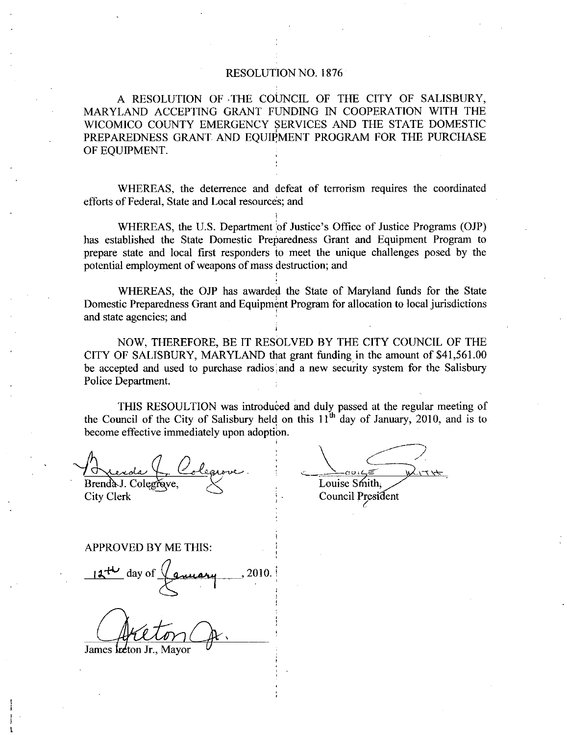# RESOLUTION NO. 1876

A RESOLUTION OF THE COUNCIL OF THE CITY OF SALISBURY, MARYLAND ACCEPTING GRANT FUNDING IN COOPERATION WITH THE WICOMICO COUNTY EMERGENCY SERVICES AND THE STATE DOMESTIC PREPAREDNESS GRANT AND EQUIPMENT PROGRAM FOR THE PURCHASE OF EQUIPMENT.

WHEREAS, the deterrence and defeat of terrorism requires the coordinated efforts of Federal, State and Local resources; and

WHEREAS, the U.S. Department of Justice's Office of Justice Programs (OJP) has established the State Domestic Preparedness Grant and Equipment Program to prepare state and local first responders to meet the unique challenges posed by the potential employment of weapons of mass destruction; and

WHEREAS, the OJP has awarded the State of Maryland funds for the State Domestic Preparedness Grant and Equipment Program for allocation to local jurisdictions and state agencies; and

NOW, THEREFORE, BE IT RESOLVED BY THE CITY COUNCIL OF THE CITY OF SALISBURY, MARYLAND that grant funding in the amount of $41,561.00 be accepted and used to purchase radios and a new security system for the Salisbury Police Department.

THIS RESOULTION was introduced and duly passed at the regular meeting of the Council of the City of Salisbury held on this 11th day of January, 2010, and is to become effective immediately upon adoption.

Brenda J. Colegrove,
City Clerk

Louise Smith,
Council President

APPROVED BY ME THIS:

12th day of January, 2010.

James Ireton Jr., Mayor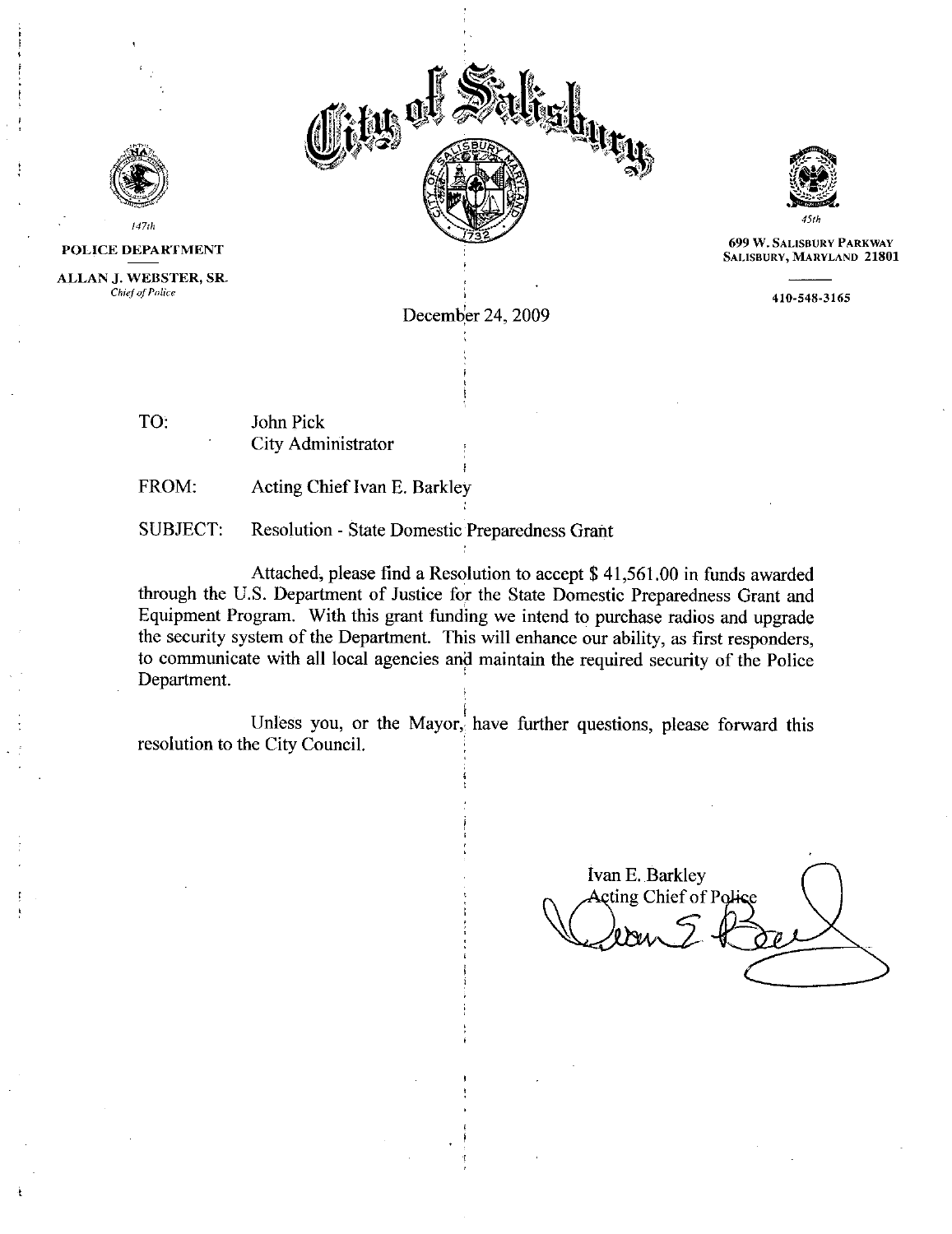# City of Salisbury

147th

**POLICE DEPARTMENT**

**ALLAN J. WEBSTER, SR.**
*Chief of Police*

45th

**699 W. SALISBURY PARKWAY**
**SALISBURY, MARYLAND 21801**

**410-548-3165**

December 24, 2009

TO: John Pick
City Administrator

FROM: Acting Chief Ivan E. Barkley

SUBJECT: Resolution - State Domestic Preparedness Grant

Attached, please find a Resolution to accept $ 41,561.00 in funds awarded through the U.S. Department of Justice for the State Domestic Preparedness Grant and Equipment Program. With this grant funding we intend to purchase radios and upgrade the security system of the Department. This will enhance our ability, as first responders, to communicate with all local agencies and maintain the required security of the Police Department.

Unless you, or the Mayor, have further questions, please forward this resolution to the City Council.

Ivan E. Barkley
Acting Chief of Police